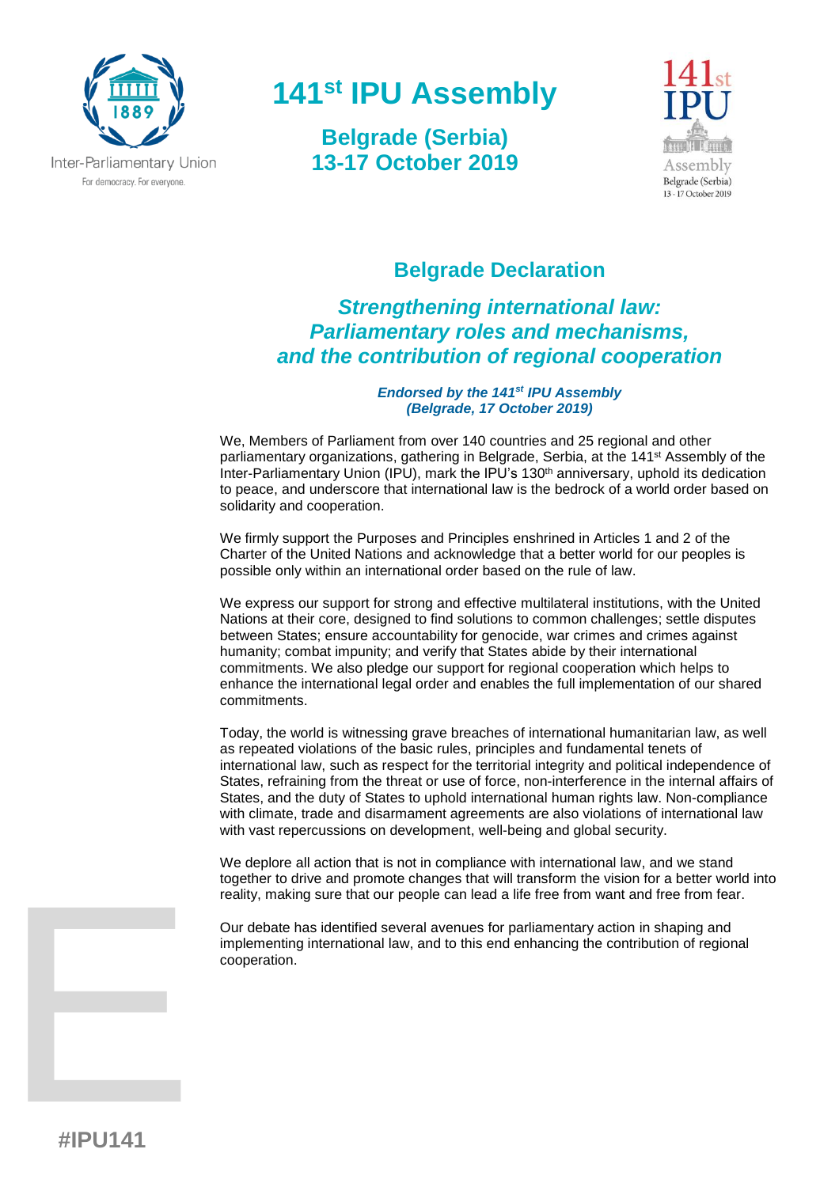# 141st IPU Assembly

**Belgrade (Serbia)**
**13-17 October 2019**

## Belgrade Declaration

### *Strengthening international law: Parliamentary roles and mechanisms, and the contribution of regional cooperation*

***Endorsed by the 141st IPU Assembly***
***(Belgrade, 17 October 2019)***

We, Members of Parliament from over 140 countries and 25 regional and other parliamentary organizations, gathering in Belgrade, Serbia, at the 141st Assembly of the Inter-Parliamentary Union (IPU), mark the IPU's 130th anniversary, uphold its dedication to peace, and underscore that international law is the bedrock of a world order based on solidarity and cooperation.

We firmly support the Purposes and Principles enshrined in Articles 1 and 2 of the Charter of the United Nations and acknowledge that a better world for our peoples is possible only within an international order based on the rule of law.

We express our support for strong and effective multilateral institutions, with the United Nations at their core, designed to find solutions to common challenges; settle disputes between States; ensure accountability for genocide, war crimes and crimes against humanity; combat impunity; and verify that States abide by their international commitments. We also pledge our support for regional cooperation which helps to enhance the international legal order and enables the full implementation of our shared commitments.

Today, the world is witnessing grave breaches of international humanitarian law, as well as repeated violations of the basic rules, principles and fundamental tenets of international law, such as respect for the territorial integrity and political independence of States, refraining from the threat or use of force, non-interference in the internal affairs of States, and the duty of States to uphold international human rights law. Non-compliance with climate, trade and disarmament agreements are also violations of international law with vast repercussions on development, well-being and global security.

We deplore all action that is not in compliance with international law, and we stand together to drive and promote changes that will transform the vision for a better world into reality, making sure that our people can lead a life free from want and free from fear.

Our debate has identified several avenues for parliamentary action in shaping and implementing international law, and to this end enhancing the contribution of regional cooperation.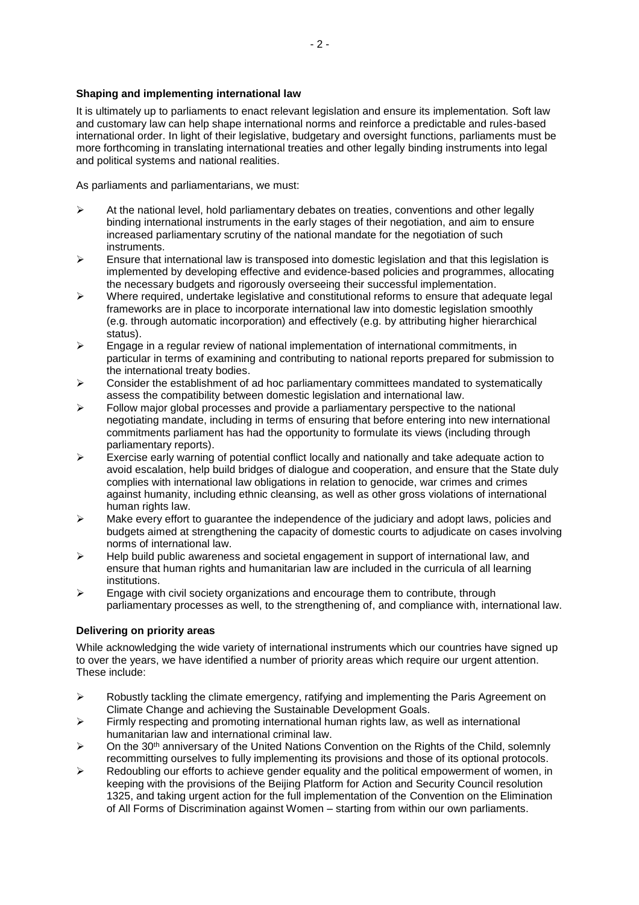**Shaping and implementing international law**

It is ultimately up to parliaments to enact relevant legislation and ensure its implementation. Soft law and customary law can help shape international norms and reinforce a predictable and rules-based international order. In light of their legislative, budgetary and oversight functions, parliaments must be more forthcoming in translating international treaties and other legally binding instruments into legal and political systems and national realities.

As parliaments and parliamentarians, we must:

- At the national level, hold parliamentary debates on treaties, conventions and other legally binding international instruments in the early stages of their negotiation, and aim to ensure increased parliamentary scrutiny of the national mandate for the negotiation of such instruments.
- Ensure that international law is transposed into domestic legislation and that this legislation is implemented by developing effective and evidence-based policies and programmes, allocating the necessary budgets and rigorously overseeing their successful implementation.
- Where required, undertake legislative and constitutional reforms to ensure that adequate legal frameworks are in place to incorporate international law into domestic legislation smoothly (e.g. through automatic incorporation) and effectively (e.g. by attributing higher hierarchical status).
- Engage in a regular review of national implementation of international commitments, in particular in terms of examining and contributing to national reports prepared for submission to the international treaty bodies.
- Consider the establishment of ad hoc parliamentary committees mandated to systematically assess the compatibility between domestic legislation and international law.
- Follow major global processes and provide a parliamentary perspective to the national negotiating mandate, including in terms of ensuring that before entering into new international commitments parliament has had the opportunity to formulate its views (including through parliamentary reports).
- Exercise early warning of potential conflict locally and nationally and take adequate action to avoid escalation, help build bridges of dialogue and cooperation, and ensure that the State duly complies with international law obligations in relation to genocide, war crimes and crimes against humanity, including ethnic cleansing, as well as other gross violations of international human rights law.
- Make every effort to guarantee the independence of the judiciary and adopt laws, policies and budgets aimed at strengthening the capacity of domestic courts to adjudicate on cases involving norms of international law.
- Help build public awareness and societal engagement in support of international law, and ensure that human rights and humanitarian law are included in the curricula of all learning institutions.
- Engage with civil society organizations and encourage them to contribute, through parliamentary processes as well, to the strengthening of, and compliance with, international law.

**Delivering on priority areas**

While acknowledging the wide variety of international instruments which our countries have signed up to over the years, we have identified a number of priority areas which require our urgent attention. These include:

- Robustly tackling the climate emergency, ratifying and implementing the Paris Agreement on Climate Change and achieving the Sustainable Development Goals.
- Firmly respecting and promoting international human rights law, as well as international humanitarian law and international criminal law.
- On the 30th anniversary of the United Nations Convention on the Rights of the Child, solemnly recommitting ourselves to fully implementing its provisions and those of its optional protocols.
- Redoubling our efforts to achieve gender equality and the political empowerment of women, in keeping with the provisions of the Beijing Platform for Action and Security Council resolution 1325, and taking urgent action for the full implementation of the Convention on the Elimination of All Forms of Discrimination against Women – starting from within our own parliaments.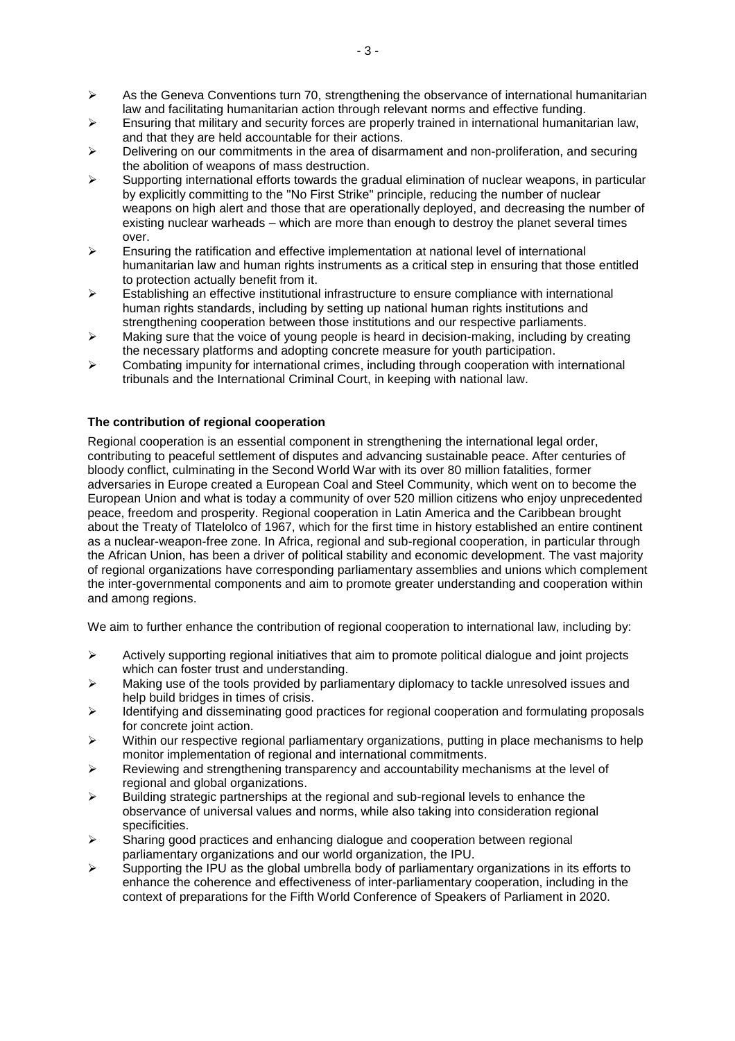- As the Geneva Conventions turn 70, strengthening the observance of international humanitarian law and facilitating humanitarian action through relevant norms and effective funding.
- Ensuring that military and security forces are properly trained in international humanitarian law, and that they are held accountable for their actions.
- Delivering on our commitments in the area of disarmament and non-proliferation, and securing the abolition of weapons of mass destruction.
- Supporting international efforts towards the gradual elimination of nuclear weapons, in particular by explicitly committing to the "No First Strike" principle, reducing the number of nuclear weapons on high alert and those that are operationally deployed, and decreasing the number of existing nuclear warheads – which are more than enough to destroy the planet several times over.
- Ensuring the ratification and effective implementation at national level of international humanitarian law and human rights instruments as a critical step in ensuring that those entitled to protection actually benefit from it.
- Establishing an effective institutional infrastructure to ensure compliance with international human rights standards, including by setting up national human rights institutions and strengthening cooperation between those institutions and our respective parliaments.
- Making sure that the voice of young people is heard in decision-making, including by creating the necessary platforms and adopting concrete measure for youth participation.
- Combating impunity for international crimes, including through cooperation with international tribunals and the International Criminal Court, in keeping with national law.

**The contribution of regional cooperation**

Regional cooperation is an essential component in strengthening the international legal order, contributing to peaceful settlement of disputes and advancing sustainable peace. After centuries of bloody conflict, culminating in the Second World War with its over 80 million fatalities, former adversaries in Europe created a European Coal and Steel Community, which went on to become the European Union and what is today a community of over 520 million citizens who enjoy unprecedented peace, freedom and prosperity. Regional cooperation in Latin America and the Caribbean brought about the Treaty of Tlatelolco of 1967, which for the first time in history established an entire continent as a nuclear-weapon-free zone. In Africa, regional and sub-regional cooperation, in particular through the African Union, has been a driver of political stability and economic development. The vast majority of regional organizations have corresponding parliamentary assemblies and unions which complement the inter-governmental components and aim to promote greater understanding and cooperation within and among regions.

We aim to further enhance the contribution of regional cooperation to international law, including by:

- Actively supporting regional initiatives that aim to promote political dialogue and joint projects which can foster trust and understanding.
- Making use of the tools provided by parliamentary diplomacy to tackle unresolved issues and help build bridges in times of crisis.
- Identifying and disseminating good practices for regional cooperation and formulating proposals for concrete joint action.
- Within our respective regional parliamentary organizations, putting in place mechanisms to help monitor implementation of regional and international commitments.
- Reviewing and strengthening transparency and accountability mechanisms at the level of regional and global organizations.
- Building strategic partnerships at the regional and sub-regional levels to enhance the observance of universal values and norms, while also taking into consideration regional specificities.
- Sharing good practices and enhancing dialogue and cooperation between regional parliamentary organizations and our world organization, the IPU.
- Supporting the IPU as the global umbrella body of parliamentary organizations in its efforts to enhance the coherence and effectiveness of inter-parliamentary cooperation, including in the context of preparations for the Fifth World Conference of Speakers of Parliament in 2020.